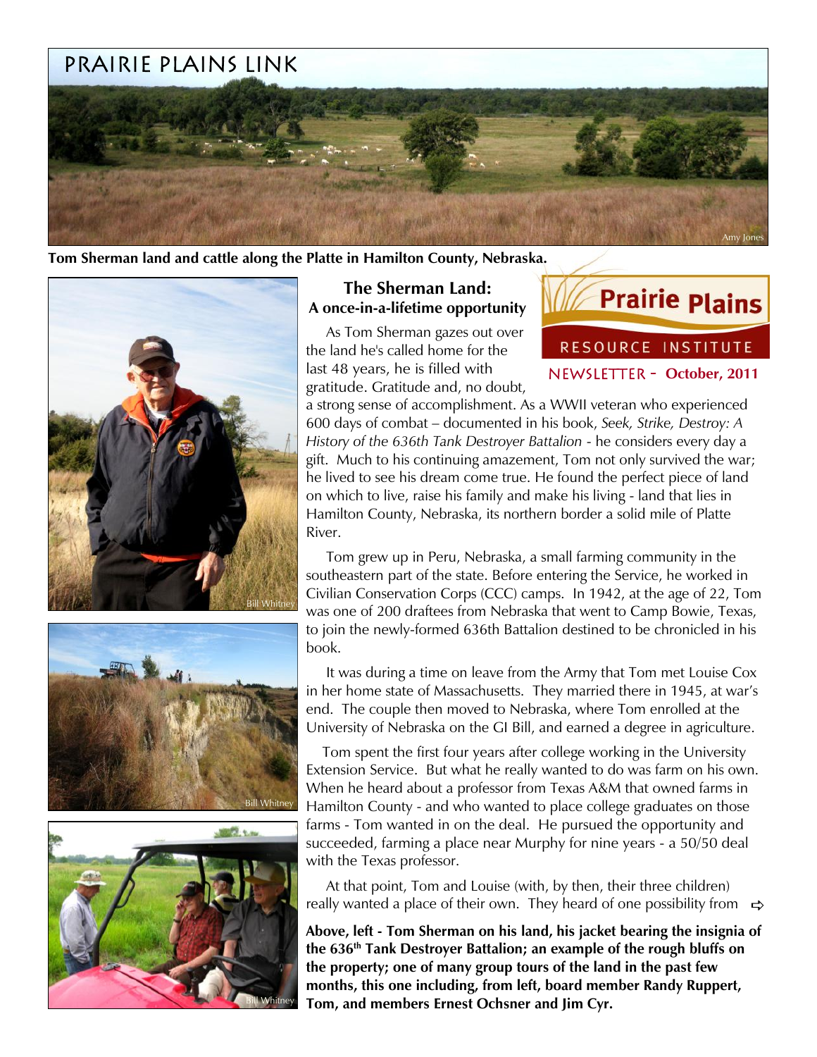# PRAIRIE PLAINS LINK

Tom Sherman land and cattle along the Platte in Hamilton County, Nebraska.

Prairie Plains RESOURCE INSTITUTE

NEWSLETTER - **October, 2011**

## The Sherman Land: A once-in-a-lifetime opportunity

As Tom Sherman gazes out over the land he's called home for the last 48 years, he is filled with gratitude. Gratitude and, no doubt, a strong sense of accomplishment. As a WWII veteran who experienced 600 days of combat – documented in his book, *Seek, Strike, Destroy: A History of the 636th Tank Destroyer Battalion* - he considers every day a gift. Much to his continuing amazement, Tom not only survived the war; he lived to see his dream come true. He found the perfect piece of land on which to live, raise his family and make his living - land that lies in Hamilton County, Nebraska, its northern border a solid mile of Platte River.

Tom grew up in Peru, Nebraska, a small farming community in the southeastern part of the state. Before entering the Service, he worked in Civilian Conservation Corps (CCC) camps. In 1942, at the age of 22, Tom was one of 200 draftees from Nebraska that went to Camp Bowie, Texas, to join the newly-formed 636th Battalion destined to be chronicled in his book.

It was during a time on leave from the Army that Tom met Louise Cox in her home state of Massachusetts. They married there in 1945, at war's end. The couple then moved to Nebraska, where Tom enrolled at the University of Nebraska on the GI Bill, and earned a degree in agriculture.

Tom spent the first four years after college working in the University Extension Service. But what he really wanted to do was farm on his own. When he heard about a professor from Texas A&M that owned farms in Hamilton County - and who wanted to place college graduates on those farms - Tom wanted in on the deal. He pursued the opportunity and succeeded, farming a place near Murphy for nine years - a 50/50 deal with the Texas professor.

At that point, Tom and Louise (with, by then, their three children) really wanted a place of their own. They heard of one possibility from ⇨

**Above, left - Tom Sherman on his land, his jacket bearing the insignia of the 636th Tank Destroyer Battalion; an example of the rough bluffs on the property; one of many group tours of the land in the past few months, this one including, from left, board member Randy Ruppert, Tom, and members Ernest Ochsner and Jim Cyr.**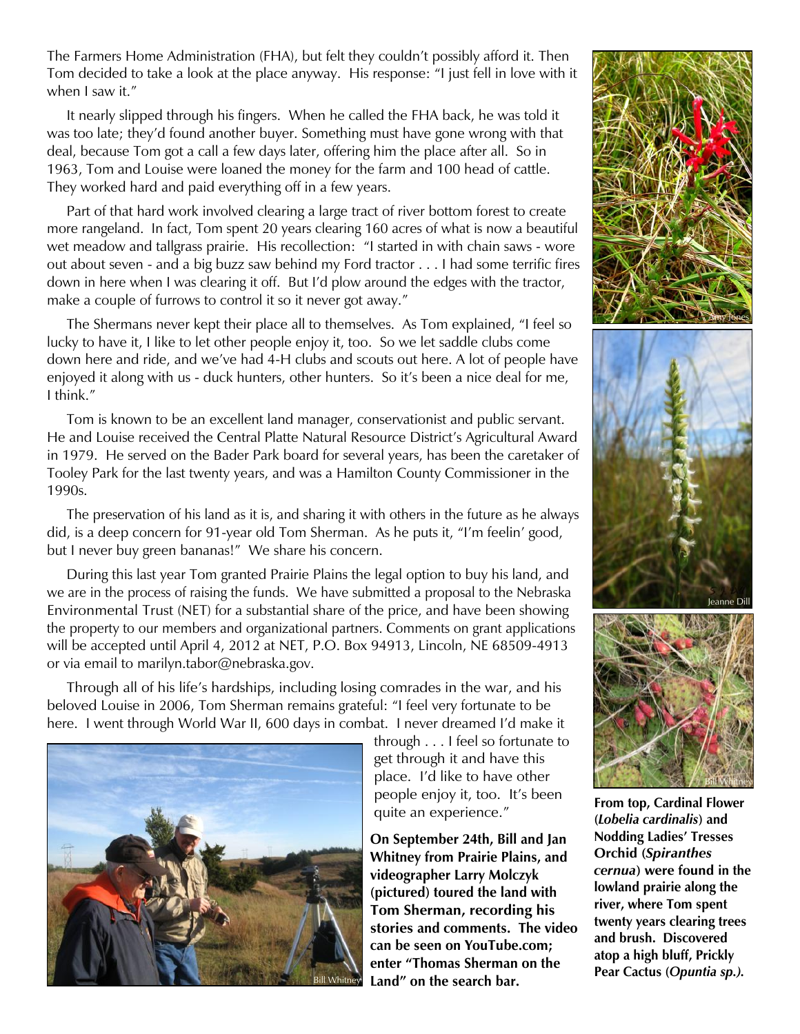The Farmers Home Administration (FHA), but felt they couldn't possibly afford it. Then Tom decided to take a look at the place anyway. His response: "I just fell in love with it when I saw it."

It nearly slipped through his fingers. When he called the FHA back, he was told it was too late; they'd found another buyer. Something must have gone wrong with that deal, because Tom got a call a few days later, offering him the place after all. So in 1963, Tom and Louise were loaned the money for the farm and 100 head of cattle. They worked hard and paid everything off in a few years.

Part of that hard work involved clearing a large tract of river bottom forest to create more rangeland. In fact, Tom spent 20 years clearing 160 acres of what is now a beautiful wet meadow and tallgrass prairie. His recollection: "I started in with chain saws - wore out about seven - and a big buzz saw behind my Ford tractor . . . I had some terrific fires down in here when I was clearing it off. But I'd plow around the edges with the tractor, make a couple of furrows to control it so it never got away."

The Shermans never kept their place all to themselves. As Tom explained, "I feel so lucky to have it, I like to let other people enjoy it, too. So we let saddle clubs come down here and ride, and we've had 4-H clubs and scouts out here. A lot of people have enjoyed it along with us - duck hunters, other hunters. So it's been a nice deal for me, I think."

Tom is known to be an excellent land manager, conservationist and public servant. He and Louise received the Central Platte Natural Resource District's Agricultural Award in 1979. He served on the Bader Park board for several years, has been the caretaker of Tooley Park for the last twenty years, and was a Hamilton County Commissioner in the 1990s.

The preservation of his land as it is, and sharing it with others in the future as he always did, is a deep concern for 91-year old Tom Sherman. As he puts it, "I'm feelin' good, but I never buy green bananas!" We share his concern.

During this last year Tom granted Prairie Plains the legal option to buy his land, and we are in the process of raising the funds. We have submitted a proposal to the Nebraska Environmental Trust (NET) for a substantial share of the price, and have been showing the property to our members and organizational partners. Comments on grant applications will be accepted until April 4, 2012 at NET, P.O. Box 94913, Lincoln, NE 68509-4913 or via email to marilyn.tabor@nebraska.gov.

Through all of his life's hardships, including losing comrades in the war, and his beloved Louise in 2006, Tom Sherman remains grateful: "I feel very fortunate to be here. I went through World War II, 600 days in combat. I never dreamed I'd make it through . . . I feel so fortunate to get through it and have this place. I'd like to have other people enjoy it, too. It's been quite an experience."

**On September 24th, Bill and Jan Whitney from Prairie Plains, and videographer Larry Molczyk (pictured) toured the land with Tom Sherman, recording his stories and comments. The video can be seen on YouTube.com; enter "Thomas Sherman on the Land" on the search bar.**

**From top, Cardinal Flower (*Lobelia cardinalis*) and Nodding Ladies' Tresses Orchid (*Spiranthes cernua*) were found in the lowland prairie along the river, where Tom spent twenty years clearing trees and brush. Discovered atop a high bluff, Prickly Pear Cactus (*Opuntia sp.).***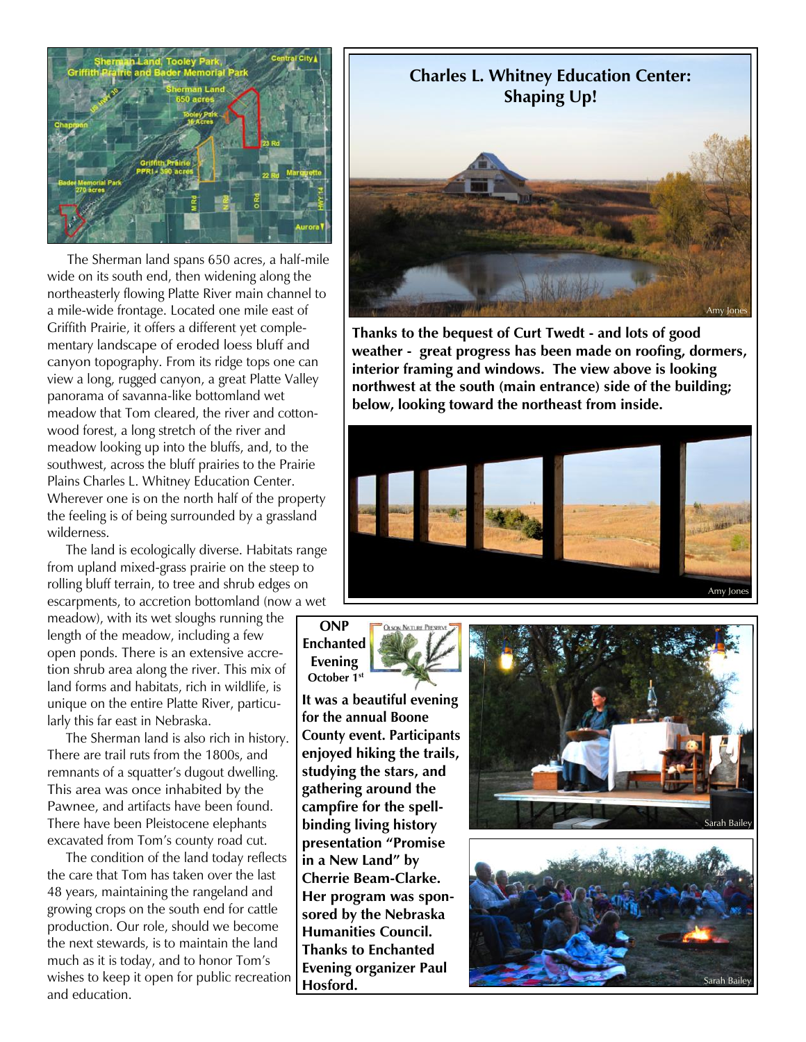The Sherman land spans 650 acres, a half-mile wide on its south end, then widening along the northeasterly flowing Platte River main channel to a mile-wide frontage. Located one mile east of Griffith Prairie, it offers a different yet complementary landscape of eroded loess bluff and canyon topography. From its ridge tops one can view a long, rugged canyon, a great Platte Valley panorama of savanna-like bottomland wet meadow that Tom cleared, the river and cottonwood forest, a long stretch of the river and meadow looking up into the bluffs, and, to the southwest, across the bluff prairies to the Prairie Plains Charles L. Whitney Education Center. Wherever one is on the north half of the property the feeling is of being surrounded by a grassland wilderness.

The land is ecologically diverse. Habitats range from upland mixed-grass prairie on the steep to rolling bluff terrain, to tree and shrub edges on escarpments, to accretion bottomland (now a wet meadow), with its wet sloughs running the length of the meadow, including a few open ponds. There is an extensive accretion shrub area along the river. This mix of land forms and habitats, rich in wildlife, is unique on the entire Platte River, particularly this far east in Nebraska.

The Sherman land is also rich in history. There are trail ruts from the 1800s, and remnants of a squatter's dugout dwelling. This area was once inhabited by the Pawnee, and artifacts have been found. There have been Pleistocene elephants excavated from Tom's county road cut.

The condition of the land today reflects the care that Tom has taken over the last 48 years, maintaining the rangeland and growing crops on the south end for cattle production. Our role, should we become the next stewards, is to maintain the land much as it is today, and to honor Tom's wishes to keep it open for public recreation and education.

## Charles L. Whitney Education Center: Shaping Up!

**Thanks to the bequest of Curt Twedt - and lots of good weather - great progress has been made on roofing, dormers, interior framing and windows. The view above is looking northwest at the south (main entrance) side of the building; below, looking toward the northeast from inside.**

Amy Jones

## ONP Enchanted Evening October 1st

**It was a beautiful evening for the annual Boone County event. Participants enjoyed hiking the trails, studying the stars, and gathering around the campfire for the spell-binding living history presentation "Promise in a New Land" by Cherrie Beam-Clarke. Her program was sponsored by the Nebraska Humanities Council. Thanks to Enchanted Evening organizer Paul Hosford.**

Sarah Bailey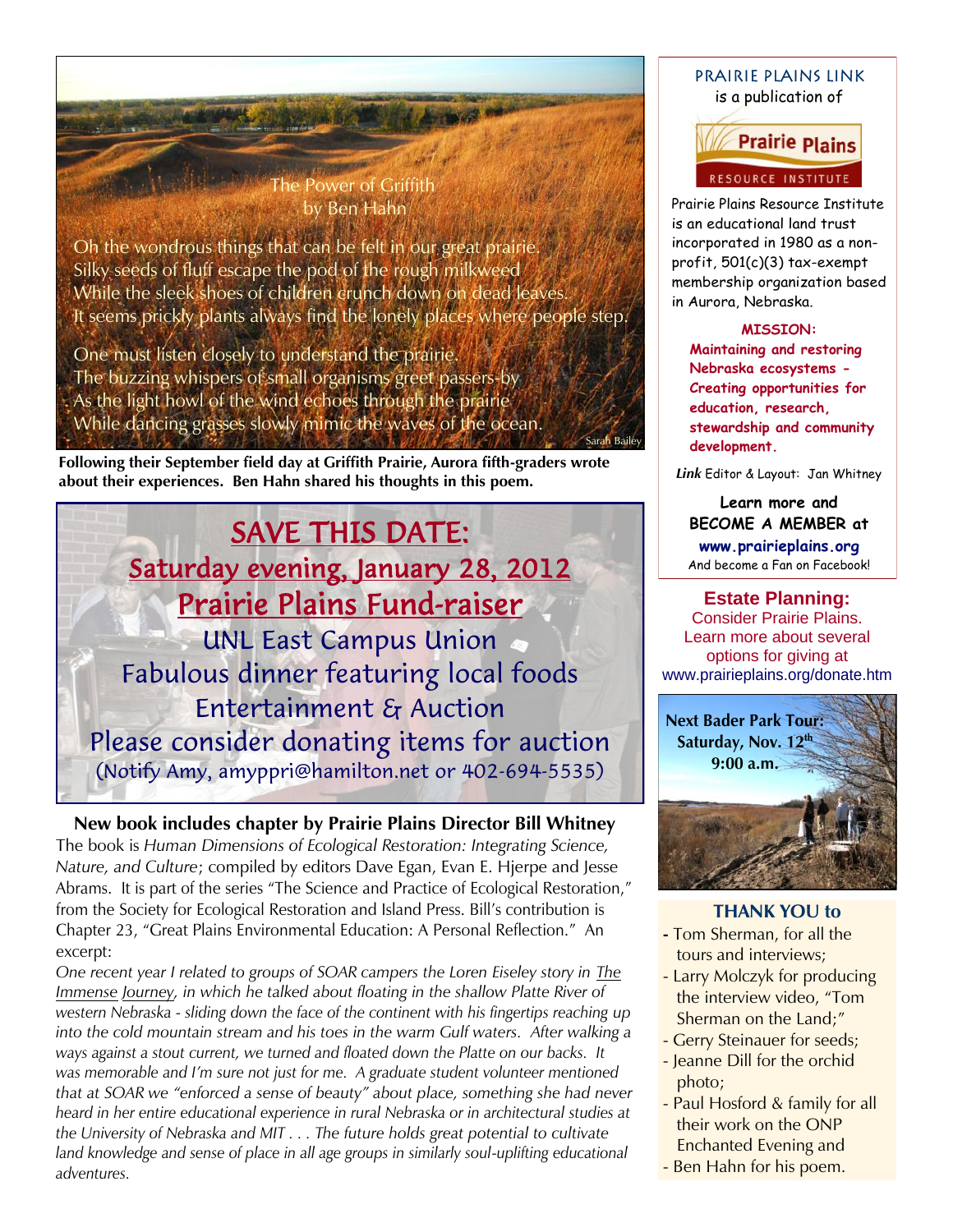## The Power of Griffith
by Ben Hahn

Oh the wondrous things that can be felt in our great prairie.
Silky seeds of fluff escape the pod of the rough milkweed
While the sleek shoes of children crunch down on dead leaves.
It seems prickly plants always find the lonely places where people step.

One must listen closely to understand the prairie.
The buzzing whispers of small organisms greet passers-by
As the light howl of the wind echoes through the prairie
While dancing grasses slowly mimic the waves of the ocean.

Sarah Bailey

**Following their September field day at Griffith Prairie, Aurora fifth-graders wrote about their experiences. Ben Hahn shared his thoughts in this poem.**

## SAVE THIS DATE:
## Saturday evening, January 28, 2012
## Prairie Plains Fund-raiser

UNL East Campus Union
Fabulous dinner featuring local foods
Entertainment & Auction
Please consider donating items for auction
(Notify Amy, amyppri@hamilton.net or 402-694-5535)

### New book includes chapter by Prairie Plains Director Bill Whitney

The book is *Human Dimensions of Ecological Restoration: Integrating Science, Nature, and Culture*; compiled by editors Dave Egan, Evan E. Hjerpe and Jesse Abrams. It is part of the series "The Science and Practice of Ecological Restoration," from the Society for Ecological Restoration and Island Press. Bill's contribution is Chapter 23, "Great Plains Environmental Education: A Personal Reflection." An excerpt:

*One recent year I related to groups of SOAR campers the Loren Eiseley story in The Immense Journey, in which he talked about floating in the shallow Platte River of western Nebraska - sliding down the face of the continent with his fingertips reaching up into the cold mountain stream and his toes in the warm Gulf waters. After walking a ways against a stout current, we turned and floated down the Platte on our backs. It was memorable and I'm sure not just for me. A graduate student volunteer mentioned that at SOAR we "enforced a sense of beauty" about place, something she had never heard in her entire educational experience in rural Nebraska or in architectural studies at the University of Nebraska and MIT . . . The future holds great potential to cultivate land knowledge and sense of place in all age groups in similarly soul-uplifting educational adventures.*

PRAIRIE PLAINS LINK
is a publication of

Prairie Plains
RESOURCE INSTITUTE

Prairie Plains Resource Institute is an educational land trust incorporated in 1980 as a non-profit, 501(c)(3) tax-exempt membership organization based in Aurora, Nebraska.

**MISSION:**
**Maintaining and restoring Nebraska ecosystems - Creating opportunities for education, research, stewardship and community development.**

*Link* Editor & Layout: Jan Whitney

**Learn more and BECOME A MEMBER at**
**www.prairieplains.org**
And become a Fan on Facebook!

**Estate Planning:**
Consider Prairie Plains.
Learn more about several options for giving at
www.prairieplains.org/donate.htm

**Next Bader Park Tour:**
**Saturday, Nov. 12th**
**9:00 a.m.**

### THANK YOU to

- Tom Sherman, for all the tours and interviews;
- Larry Molczyk for producing the interview video, "Tom Sherman on the Land;"
- Gerry Steinauer for seeds;
- Jeanne Dill for the orchid photo;
- Paul Hosford & family for all their work on the ONP Enchanted Evening and
- Ben Hahn for his poem.